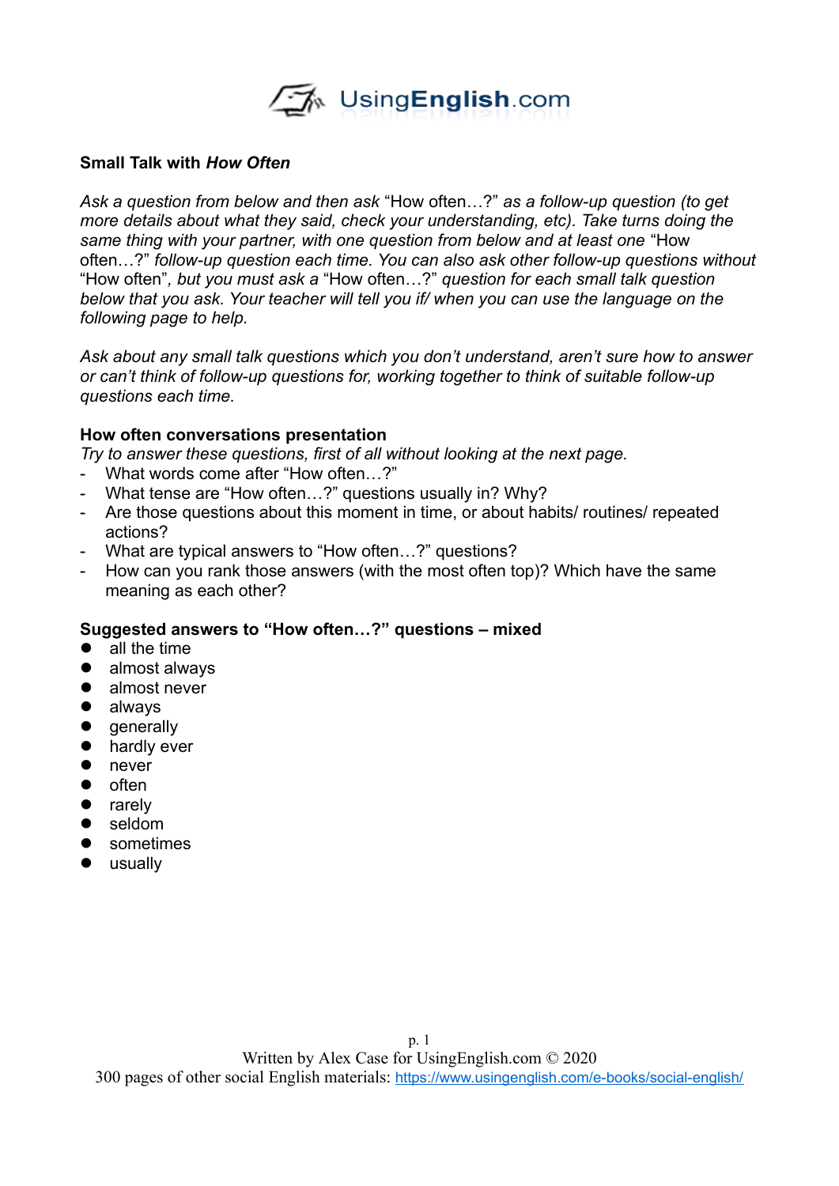**Small Talk with *How Often***

*Ask a question from below and then ask* "How often…?" *as a follow-up question (to get more details about what they said, check your understanding, etc). Take turns doing the same thing with your partner, with one question from below and at least one* "How often…?" *follow-up question each time. You can also ask other follow-up questions without* "How often"*, but you must ask a* "How often…?" *question for each small talk question below that you ask. Your teacher will tell you if/ when you can use the language on the following page to help.*

*Ask about any small talk questions which you don't understand, aren't sure how to answer or can't think of follow-up questions for, working together to think of suitable follow-up questions each time.*

**How often conversations presentation**

*Try to answer these questions, first of all without looking at the next page.*

- What words come after "How often…?"
- What tense are "How often…?" questions usually in? Why?
- Are those questions about this moment in time, or about habits/ routines/ repeated actions?
- What are typical answers to "How often…?" questions?
- How can you rank those answers (with the most often top)? Which have the same meaning as each other?

**Suggested answers to "How often…?" questions – mixed**

- all the time
- almost always
- almost never
- always
- generally
- hardly ever
- never
- often
- rarely
- seldom
- sometimes
- usually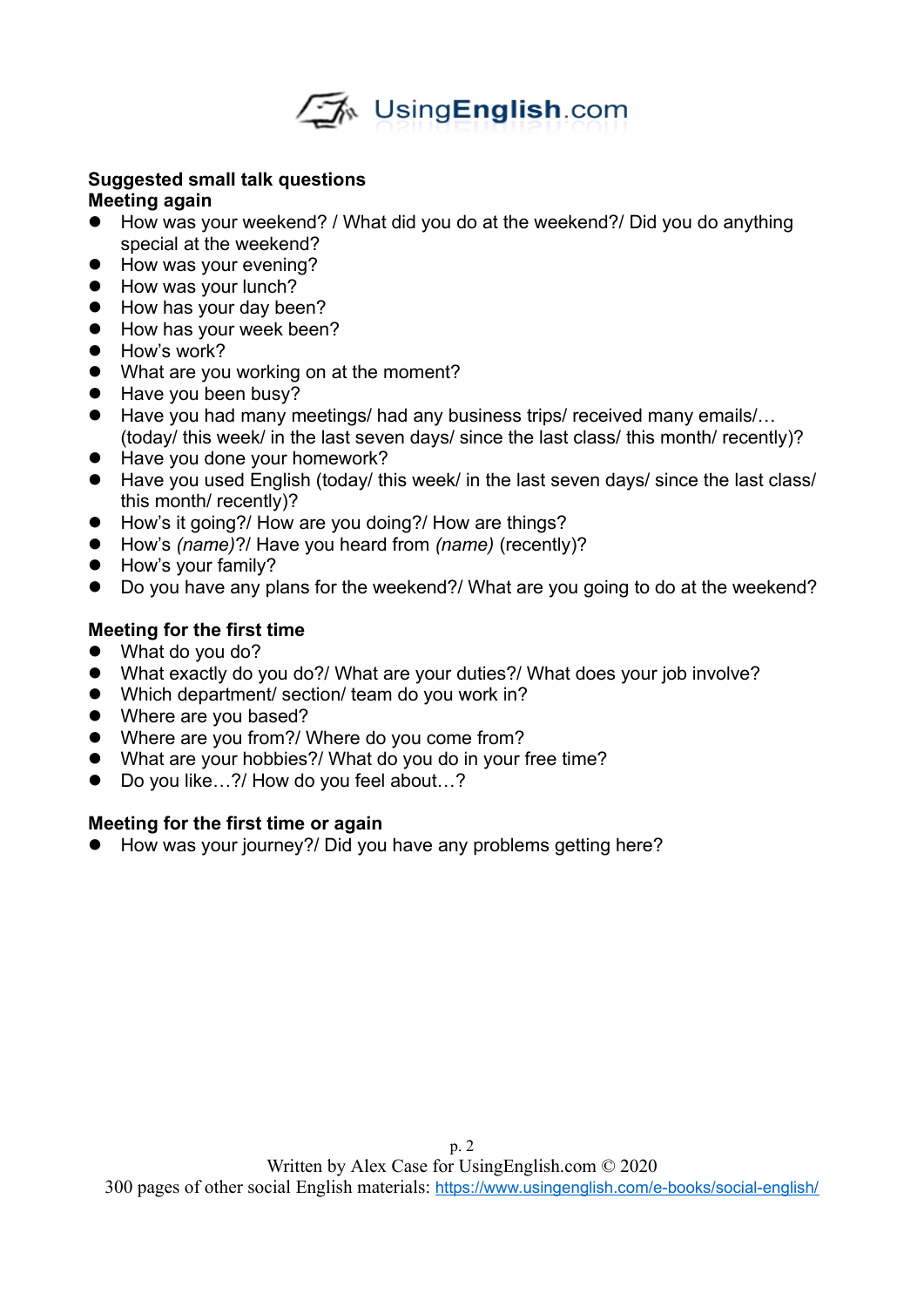**Suggested small talk questions**

**Meeting again**

- How was your weekend? / What did you do at the weekend?/ Did you do anything special at the weekend?
- How was your evening?
- How was your lunch?
- How has your day been?
- How has your week been?
- How's work?
- What are you working on at the moment?
- Have you been busy?
- Have you had many meetings/ had any business trips/ received many emails/… (today/ this week/ in the last seven days/ since the last class/ this month/ recently)?
- Have you done your homework?
- Have you used English (today/ this week/ in the last seven days/ since the last class/ this month/ recently)?
- How's it going?/ How are you doing?/ How are things?
- How's *(name)*?/ Have you heard from *(name)* (recently)?
- How's your family?
- Do you have any plans for the weekend?/ What are you going to do at the weekend?

**Meeting for the first time**

- What do you do?
- What exactly do you do?/ What are your duties?/ What does your job involve?
- Which department/ section/ team do you work in?
- Where are you based?
- Where are you from?/ Where do you come from?
- What are your hobbies?/ What do you do in your free time?
- Do you like…?/ How do you feel about…?

**Meeting for the first time or again**

- How was your journey?/ Did you have any problems getting here?

Written by Alex Case for UsingEnglish.com © 2020
300 pages of other social English materials: https://www.usingenglish.com/e-books/social-english/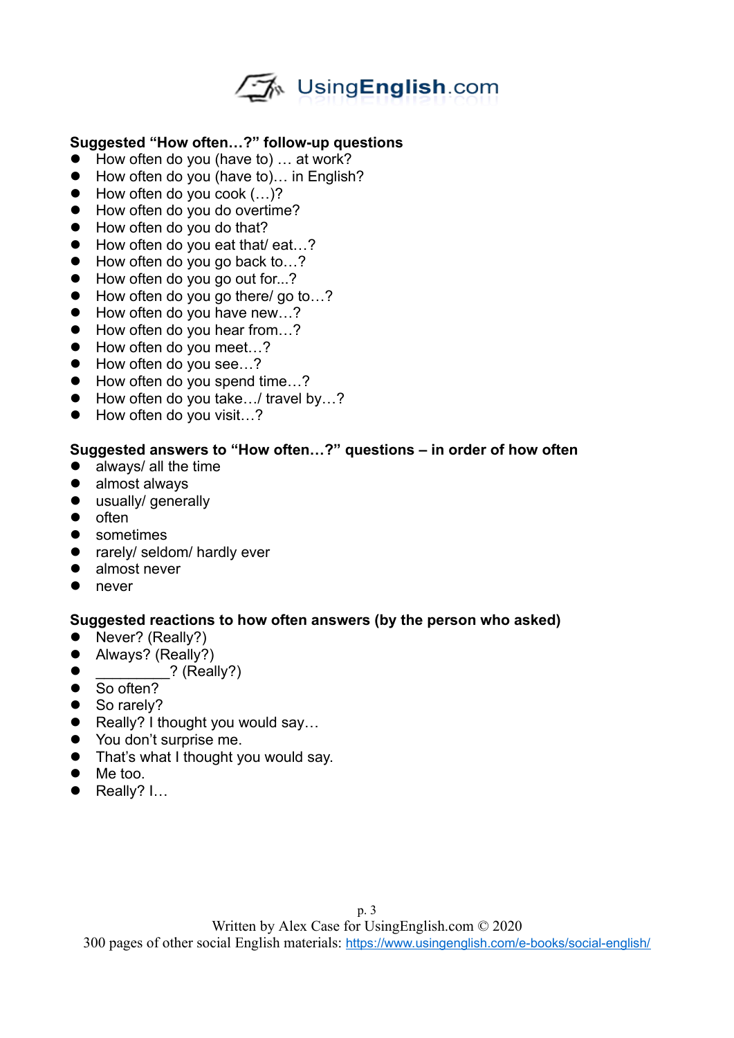**Suggested "How often…?" follow-up questions**

- How often do you (have to) … at work?
- How often do you (have to)… in English?
- How often do you cook (…)?
- How often do you do overtime?
- How often do you do that?
- How often do you eat that/ eat…?
- How often do you go back to…?
- How often do you go out for...?
- How often do you go there/ go to…?
- How often do you have new…?
- How often do you hear from…?
- How often do you meet…?
- How often do you see…?
- How often do you spend time…?
- How often do you take…/ travel by…?
- How often do you visit…?

**Suggested answers to "How often…?" questions – in order of how often**

- always/ all the time
- almost always
- usually/ generally
- often
- sometimes
- rarely/ seldom/ hardly ever
- almost never
- never

**Suggested reactions to how often answers (by the person who asked)**

- Never? (Really?)
- Always? (Really?)
- _________? (Really?)
- So often?
- So rarely?
- Really? I thought you would say…
- You don't surprise me.
- That's what I thought you would say.
- Me too.
- Really? I…

Written by Alex Case for UsingEnglish.com © 2020
300 pages of other social English materials: https://www.usingenglish.com/e-books/social-english/